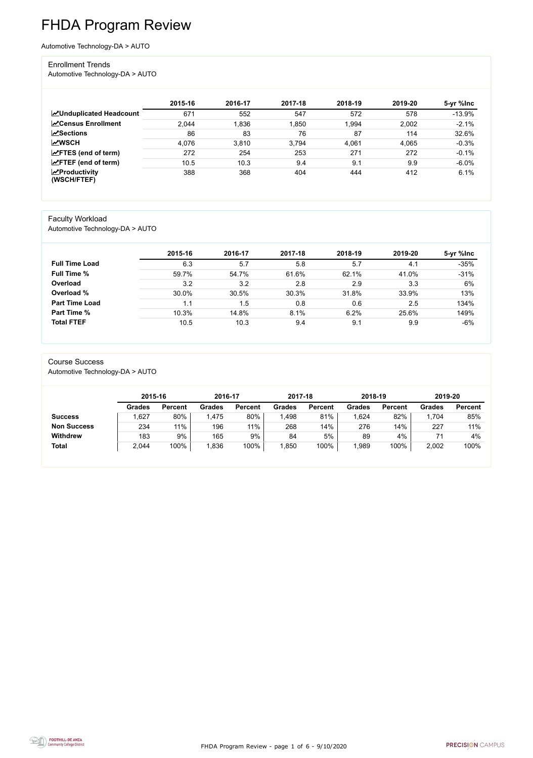# FHDA Program Review

Automotive Technology-DA > AUTO

## Enrollment Trends

Automotive Technology-DA > AUTO

| | 2015-16 | 2016-17 | 2017-18 | 2018-19 | 2019-20 | 5-yr %Inc |
|---|---|---|---|---|---|---|
| **Unduplicated Headcount** | 671 | 552 | 547 | 572 | 578 | -13.9% |
| **Census Enrollment** | 2,044 | 1,836 | 1,850 | 1,994 | 2,002 | -2.1% |
| **Sections** | 86 | 83 | 76 | 87 | 114 | 32.6% |
| **WSCH** | 4,076 | 3,810 | 3,794 | 4,061 | 4,065 | -0.3% |
| **FTES (end of term)** | 272 | 254 | 253 | 271 | 272 | -0.1% |
| **FTEF (end of term)** | 10.5 | 10.3 | 9.4 | 9.1 | 9.9 | -6.0% |
| **Productivity (WSCH/FTEF)** | 388 | 368 | 404 | 444 | 412 | 6.1% |

## Faculty Workload

Automotive Technology-DA > AUTO

| | 2015-16 | 2016-17 | 2017-18 | 2018-19 | 2019-20 | 5-yr %Inc |
|---|---|---|---|---|---|---|
| **Full Time Load** | 6.3 | 5.7 | 5.8 | 5.7 | 4.1 | -35% |
| **Full Time %** | 59.7% | 54.7% | 61.6% | 62.1% | 41.0% | -31% |
| **Overload** | 3.2 | 3.2 | 2.8 | 2.9 | 3.3 | 6% |
| **Overload %** | 30.0% | 30.5% | 30.3% | 31.8% | 33.9% | 13% |
| **Part Time Load** | 1.1 | 1.5 | 0.8 | 0.6 | 2.5 | 134% |
| **Part Time %** | 10.3% | 14.8% | 8.1% | 6.2% | 25.6% | 149% |
| **Total FTEF** | 10.5 | 10.3 | 9.4 | 9.1 | 9.9 | -6% |

## Course Success

Automotive Technology-DA > AUTO

| | 2015-16 | | 2016-17 | | 2017-18 | | 2018-19 | | 2019-20 | |
|---|---|---|---|---|---|---|---|---|---|---|
| | **Grades** | **Percent** | **Grades** | **Percent** | **Grades** | **Percent** | **Grades** | **Percent** | **Grades** | **Percent** |
| **Success** | 1,627 | 80% | 1,475 | 80% | 1,498 | 81% | 1,624 | 82% | 1,704 | 85% |
| **Non Success** | 234 | 11% | 196 | 11% | 268 | 14% | 276 | 14% | 227 | 11% |
| **Withdrew** | 183 | 9% | 165 | 9% | 84 | 5% | 89 | 4% | 71 | 4% |
| **Total** | 2,044 | 100% | 1,836 | 100% | 1,850 | 100% | 1,989 | 100% | 2,002 | 100% |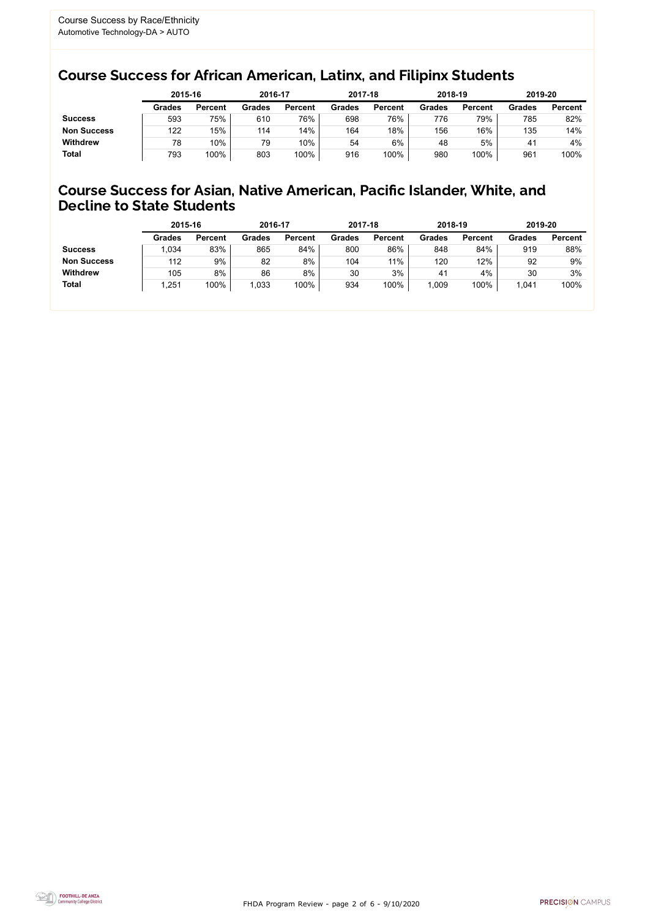Course Success by Race/Ethnicity
Automotive Technology-DA > AUTO

## Course Success for African American, Latinx, and Filipinx Students

| | 2015-16 | | 2016-17 | | 2017-18 | | 2018-19 | | 2019-20 | |
|---|---|---|---|---|---|---|---|---|---|---|
| | Grades | Percent | Grades | Percent | Grades | Percent | Grades | Percent | Grades | Percent |
| **Success** | 593 | 75% | 610 | 76% | 698 | 76% | 776 | 79% | 785 | 82% |
| **Non Success** | 122 | 15% | 114 | 14% | 164 | 18% | 156 | 16% | 135 | 14% |
| **Withdrew** | 78 | 10% | 79 | 10% | 54 | 6% | 48 | 5% | 41 | 4% |
| **Total** | 793 | 100% | 803 | 100% | 916 | 100% | 980 | 100% | 961 | 100% |

## Course Success for Asian, Native American, Pacific Islander, White, and Decline to State Students

| | 2015-16 | | 2016-17 | | 2017-18 | | 2018-19 | | 2019-20 | |
|---|---|---|---|---|---|---|---|---|---|---|
| | Grades | Percent | Grades | Percent | Grades | Percent | Grades | Percent | Grades | Percent |
| **Success** | 1,034 | 83% | 865 | 84% | 800 | 86% | 848 | 84% | 919 | 88% |
| **Non Success** | 112 | 9% | 82 | 8% | 104 | 11% | 120 | 12% | 92 | 9% |
| **Withdrew** | 105 | 8% | 86 | 8% | 30 | 3% | 41 | 4% | 30 | 3% |
| **Total** | 1,251 | 100% | 1,033 | 100% | 934 | 100% | 1,009 | 100% | 1,041 | 100% |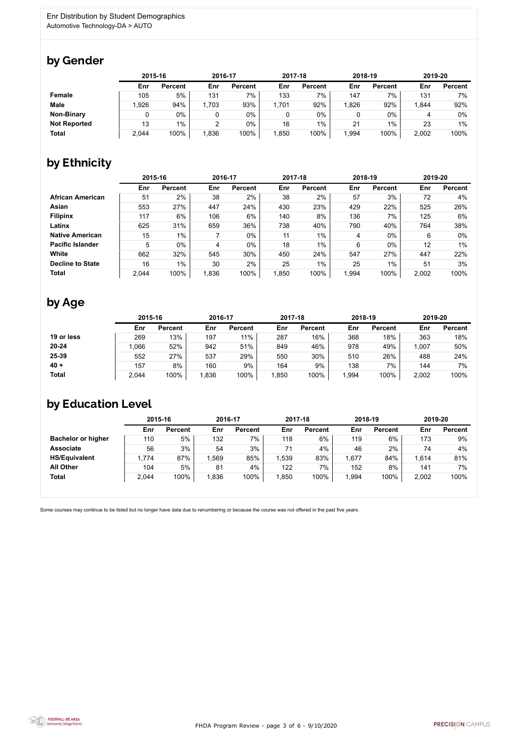Enr Distribution by Student Demographics
Automotive Technology-DA > AUTO

## by Gender

| | 2015-16 | | 2016-17 | | 2017-18 | | 2018-19 | | 2019-20 | |
|---|---|---|---|---|---|---|---|---|---|---|
| | **Enr** | **Percent** | **Enr** | **Percent** | **Enr** | **Percent** | **Enr** | **Percent** | **Enr** | **Percent** |
| **Female** | 105 | 5% | 131 | 7% | 133 | 7% | 147 | 7% | 131 | 7% |
| **Male** | 1,926 | 94% | 1,703 | 93% | 1,701 | 92% | 1,826 | 92% | 1,844 | 92% |
| **Non-Binary** | 0 | 0% | 0 | 0% | 0 | 0% | 0 | 0% | 4 | 0% |
| **Not Reported** | 13 | 1% | 2 | 0% | 16 | 1% | 21 | 1% | 23 | 1% |
| **Total** | 2,044 | 100% | 1,836 | 100% | 1,850 | 100% | 1,994 | 100% | 2,002 | 100% |

## by Ethnicity

| | 2015-16 | | 2016-17 | | 2017-18 | | 2018-19 | | 2019-20 | |
|---|---|---|---|---|---|---|---|---|---|---|
| | **Enr** | **Percent** | **Enr** | **Percent** | **Enr** | **Percent** | **Enr** | **Percent** | **Enr** | **Percent** |
| **African American** | 51 | 2% | 38 | 2% | 38 | 2% | 57 | 3% | 72 | 4% |
| **Asian** | 553 | 27% | 447 | 24% | 430 | 23% | 429 | 22% | 525 | 26% |
| **Filipinx** | 117 | 6% | 106 | 6% | 140 | 8% | 136 | 7% | 125 | 6% |
| **Latinx** | 625 | 31% | 659 | 36% | 738 | 40% | 790 | 40% | 764 | 38% |
| **Native American** | 15 | 1% | 7 | 0% | 11 | 1% | 4 | 0% | 6 | 0% |
| **Pacific Islander** | 5 | 0% | 4 | 0% | 18 | 1% | 6 | 0% | 12 | 1% |
| **White** | 662 | 32% | 545 | 30% | 450 | 24% | 547 | 27% | 447 | 22% |
| **Decline to State** | 16 | 1% | 30 | 2% | 25 | 1% | 25 | 1% | 51 | 3% |
| **Total** | 2,044 | 100% | 1,836 | 100% | 1,850 | 100% | 1,994 | 100% | 2,002 | 100% |

## by Age

| | 2015-16 | | 2016-17 | | 2017-18 | | 2018-19 | | 2019-20 | |
|---|---|---|---|---|---|---|---|---|---|---|
| | **Enr** | **Percent** | **Enr** | **Percent** | **Enr** | **Percent** | **Enr** | **Percent** | **Enr** | **Percent** |
| **19 or less** | 269 | 13% | 197 | 11% | 287 | 16% | 368 | 18% | 363 | 18% |
| **20-24** | 1,066 | 52% | 942 | 51% | 849 | 46% | 978 | 49% | 1,007 | 50% |
| **25-39** | 552 | 27% | 537 | 29% | 550 | 30% | 510 | 26% | 488 | 24% |
| **40 +** | 157 | 8% | 160 | 9% | 164 | 9% | 138 | 7% | 144 | 7% |
| **Total** | 2,044 | 100% | 1,836 | 100% | 1,850 | 100% | 1,994 | 100% | 2,002 | 100% |

## by Education Level

| | 2015-16 | | 2016-17 | | 2017-18 | | 2018-19 | | 2019-20 | |
|---|---|---|---|---|---|---|---|---|---|---|
| | **Enr** | **Percent** | **Enr** | **Percent** | **Enr** | **Percent** | **Enr** | **Percent** | **Enr** | **Percent** |
| **Bachelor or higher** | 110 | 5% | 132 | 7% | 118 | 6% | 119 | 6% | 173 | 9% |
| **Associate** | 56 | 3% | 54 | 3% | 71 | 4% | 46 | 2% | 74 | 4% |
| **HS/Equivalent** | 1,774 | 87% | 1,569 | 85% | 1,539 | 83% | 1,677 | 84% | 1,614 | 81% |
| **All Other** | 104 | 5% | 81 | 4% | 122 | 7% | 152 | 8% | 141 | 7% |
| **Total** | 2,044 | 100% | 1,836 | 100% | 1,850 | 100% | 1,994 | 100% | 2,002 | 100% |

Some courses may continue to be listed but no longer have data due to renumbering or because the course was not offered in the past five years.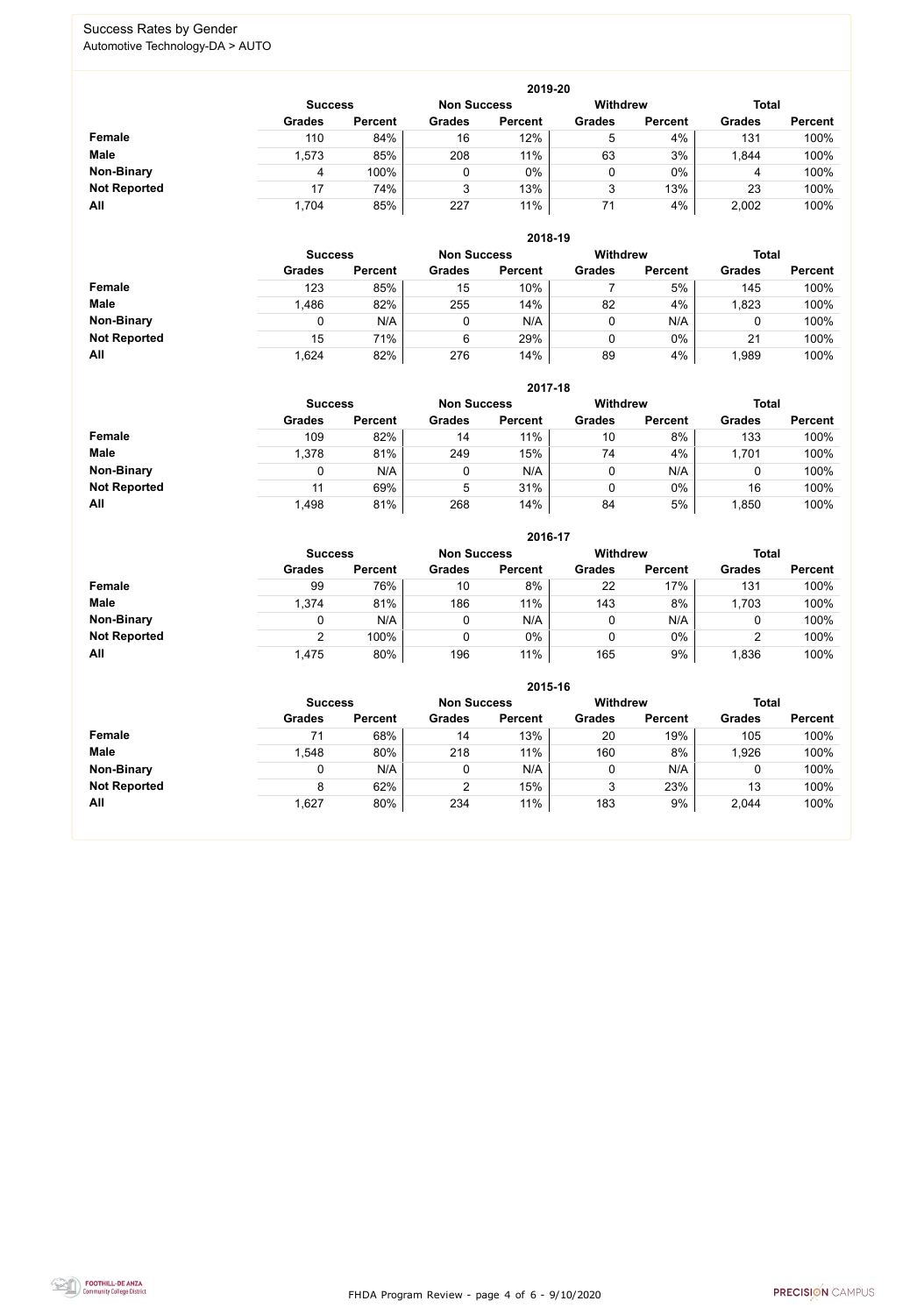# Success Rates by Gender

Automotive Technology-DA > AUTO

| 2019-20 | Success | | Non Success | | Withdrew | | Total | |
|---|---|---|---|---|---|---|---|---|
| | Grades | Percent | Grades | Percent | Grades | Percent | Grades | Percent |
| **Female** | 110 | 84% | 16 | 12% | 5 | 4% | 131 | 100% |
| **Male** | 1,573 | 85% | 208 | 11% | 63 | 3% | 1,844 | 100% |
| **Non-Binary** | 4 | 100% | 0 | 0% | 0 | 0% | 4 | 100% |
| **Not Reported** | 17 | 74% | 3 | 13% | 3 | 13% | 23 | 100% |
| **All** | 1,704 | 85% | 227 | 11% | 71 | 4% | 2,002 | 100% |

| 2018-19 | Success | | Non Success | | Withdrew | | Total | |
|---|---|---|---|---|---|---|---|---|
| | Grades | Percent | Grades | Percent | Grades | Percent | Grades | Percent |
| **Female** | 123 | 85% | 15 | 10% | 7 | 5% | 145 | 100% |
| **Male** | 1,486 | 82% | 255 | 14% | 82 | 4% | 1,823 | 100% |
| **Non-Binary** | 0 | N/A | 0 | N/A | 0 | N/A | 0 | 100% |
| **Not Reported** | 15 | 71% | 6 | 29% | 0 | 0% | 21 | 100% |
| **All** | 1,624 | 82% | 276 | 14% | 89 | 4% | 1,989 | 100% |

| 2017-18 | Success | | Non Success | | Withdrew | | Total | |
|---|---|---|---|---|---|---|---|---|
| | Grades | Percent | Grades | Percent | Grades | Percent | Grades | Percent |
| **Female** | 109 | 82% | 14 | 11% | 10 | 8% | 133 | 100% |
| **Male** | 1,378 | 81% | 249 | 15% | 74 | 4% | 1,701 | 100% |
| **Non-Binary** | 0 | N/A | 0 | N/A | 0 | N/A | 0 | 100% |
| **Not Reported** | 11 | 69% | 5 | 31% | 0 | 0% | 16 | 100% |
| **All** | 1,498 | 81% | 268 | 14% | 84 | 5% | 1,850 | 100% |

| 2016-17 | Success | | Non Success | | Withdrew | | Total | |
|---|---|---|---|---|---|---|---|---|
| | Grades | Percent | Grades | Percent | Grades | Percent | Grades | Percent |
| **Female** | 99 | 76% | 10 | 8% | 22 | 17% | 131 | 100% |
| **Male** | 1,374 | 81% | 186 | 11% | 143 | 8% | 1,703 | 100% |
| **Non-Binary** | 0 | N/A | 0 | N/A | 0 | N/A | 0 | 100% |
| **Not Reported** | 2 | 100% | 0 | 0% | 0 | 0% | 2 | 100% |
| **All** | 1,475 | 80% | 196 | 11% | 165 | 9% | 1,836 | 100% |

| 2015-16 | Success | | Non Success | | Withdrew | | Total | |
|---|---|---|---|---|---|---|---|---|
| | Grades | Percent | Grades | Percent | Grades | Percent | Grades | Percent |
| **Female** | 71 | 68% | 14 | 13% | 20 | 19% | 105 | 100% |
| **Male** | 1,548 | 80% | 218 | 11% | 160 | 8% | 1,926 | 100% |
| **Non-Binary** | 0 | N/A | 0 | N/A | 0 | N/A | 0 | 100% |
| **Not Reported** | 8 | 62% | 2 | 15% | 3 | 23% | 13 | 100% |
| **All** | 1,627 | 80% | 234 | 11% | 183 | 9% | 2,044 | 100% |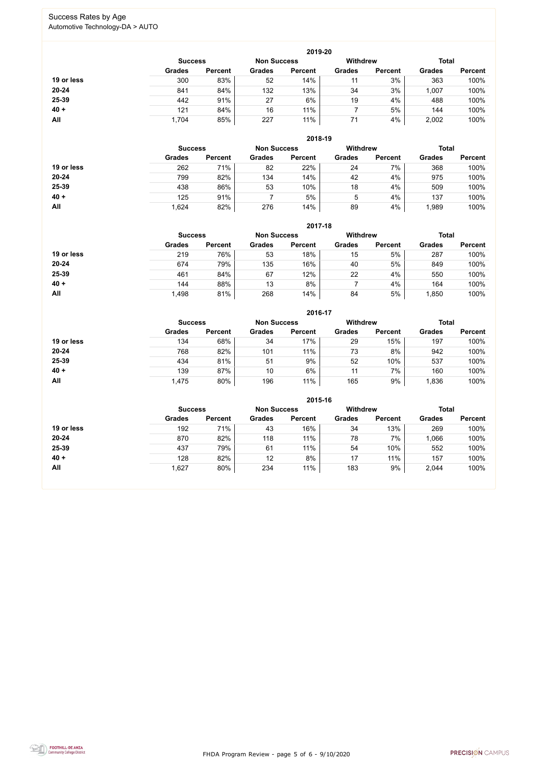# Success Rates by Age

Automotive Technology-DA > AUTO

## 2019-20

| | Success | | Non Success | | Withdrew | | Total | |
|---|---|---|---|---|---|---|---|---|
| | Grades | Percent | Grades | Percent | Grades | Percent | Grades | Percent |
| **19 or less** | 300 | 83% | 52 | 14% | 11 | 3% | 363 | 100% |
| **20-24** | 841 | 84% | 132 | 13% | 34 | 3% | 1,007 | 100% |
| **25-39** | 442 | 91% | 27 | 6% | 19 | 4% | 488 | 100% |
| **40 +** | 121 | 84% | 16 | 11% | 7 | 5% | 144 | 100% |
| **All** | 1,704 | 85% | 227 | 11% | 71 | 4% | 2,002 | 100% |

## 2018-19

| | Success | | Non Success | | Withdrew | | Total | |
|---|---|---|---|---|---|---|---|---|
| | Grades | Percent | Grades | Percent | Grades | Percent | Grades | Percent |
| **19 or less** | 262 | 71% | 82 | 22% | 24 | 7% | 368 | 100% |
| **20-24** | 799 | 82% | 134 | 14% | 42 | 4% | 975 | 100% |
| **25-39** | 438 | 86% | 53 | 10% | 18 | 4% | 509 | 100% |
| **40 +** | 125 | 91% | 7 | 5% | 5 | 4% | 137 | 100% |
| **All** | 1,624 | 82% | 276 | 14% | 89 | 4% | 1,989 | 100% |

## 2017-18

| | Success | | Non Success | | Withdrew | | Total | |
|---|---|---|---|---|---|---|---|---|
| | Grades | Percent | Grades | Percent | Grades | Percent | Grades | Percent |
| **19 or less** | 219 | 76% | 53 | 18% | 15 | 5% | 287 | 100% |
| **20-24** | 674 | 79% | 135 | 16% | 40 | 5% | 849 | 100% |
| **25-39** | 461 | 84% | 67 | 12% | 22 | 4% | 550 | 100% |
| **40 +** | 144 | 88% | 13 | 8% | 7 | 4% | 164 | 100% |
| **All** | 1,498 | 81% | 268 | 14% | 84 | 5% | 1,850 | 100% |

## 2016-17

| | Success | | Non Success | | Withdrew | | Total | |
|---|---|---|---|---|---|---|---|---|
| | Grades | Percent | Grades | Percent | Grades | Percent | Grades | Percent |
| **19 or less** | 134 | 68% | 34 | 17% | 29 | 15% | 197 | 100% |
| **20-24** | 768 | 82% | 101 | 11% | 73 | 8% | 942 | 100% |
| **25-39** | 434 | 81% | 51 | 9% | 52 | 10% | 537 | 100% |
| **40 +** | 139 | 87% | 10 | 6% | 11 | 7% | 160 | 100% |
| **All** | 1,475 | 80% | 196 | 11% | 165 | 9% | 1,836 | 100% |

## 2015-16

| | Success | | Non Success | | Withdrew | | Total | |
|---|---|---|---|---|---|---|---|---|
| | Grades | Percent | Grades | Percent | Grades | Percent | Grades | Percent |
| **19 or less** | 192 | 71% | 43 | 16% | 34 | 13% | 269 | 100% |
| **20-24** | 870 | 82% | 118 | 11% | 78 | 7% | 1,066 | 100% |
| **25-39** | 437 | 79% | 61 | 11% | 54 | 10% | 552 | 100% |
| **40 +** | 128 | 82% | 12 | 8% | 17 | 11% | 157 | 100% |
| **All** | 1,627 | 80% | 234 | 11% | 183 | 9% | 2,044 | 100% |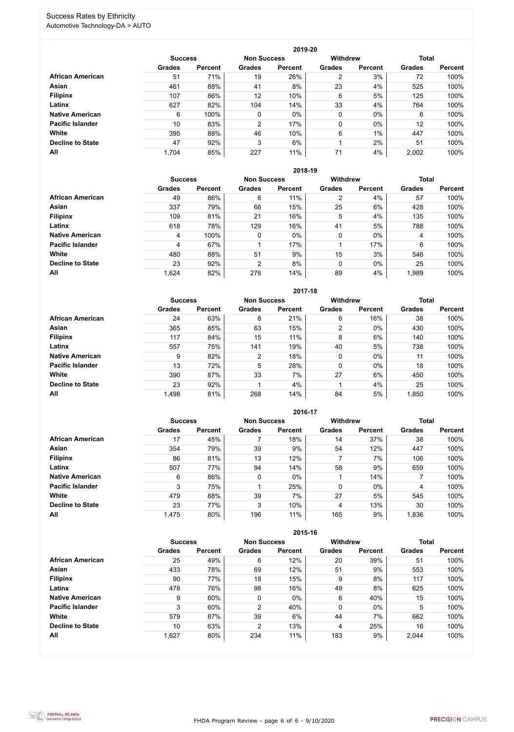## Success Rates by Ethnicity

Automotive Technology-DA > AUTO

### 2019-20

| | Success | | Non Success | | Withdrew | | Total | |
|---|---|---|---|---|---|---|---|---|
| | Grades | Percent | Grades | Percent | Grades | Percent | Grades | Percent |
| **African American** | 51 | 71% | 19 | 26% | 2 | 3% | 72 | 100% |
| **Asian** | 461 | 88% | 41 | 8% | 23 | 4% | 525 | 100% |
| **Filipinx** | 107 | 86% | 12 | 10% | 6 | 5% | 125 | 100% |
| **Latinx** | 627 | 82% | 104 | 14% | 33 | 4% | 764 | 100% |
| **Native American** | 6 | 100% | 0 | 0% | 0 | 0% | 6 | 100% |
| **Pacific Islander** | 10 | 83% | 2 | 17% | 0 | 0% | 12 | 100% |
| **White** | 395 | 88% | 46 | 10% | 6 | 1% | 447 | 100% |
| **Decline to State** | 47 | 92% | 3 | 6% | 1 | 2% | 51 | 100% |
| **All** | 1,704 | 85% | 227 | 11% | 71 | 4% | 2,002 | 100% |

### 2018-19

| | Success | | Non Success | | Withdrew | | Total | |
|---|---|---|---|---|---|---|---|---|
| | Grades | Percent | Grades | Percent | Grades | Percent | Grades | Percent |
| **African American** | 49 | 86% | 6 | 11% | 2 | 4% | 57 | 100% |
| **Asian** | 337 | 79% | 66 | 15% | 25 | 6% | 428 | 100% |
| **Filipinx** | 109 | 81% | 21 | 16% | 5 | 4% | 135 | 100% |
| **Latinx** | 618 | 78% | 129 | 16% | 41 | 5% | 788 | 100% |
| **Native American** | 4 | 100% | 0 | 0% | 0 | 0% | 4 | 100% |
| **Pacific Islander** | 4 | 67% | 1 | 17% | 1 | 17% | 6 | 100% |
| **White** | 480 | 88% | 51 | 9% | 15 | 3% | 546 | 100% |
| **Decline to State** | 23 | 92% | 2 | 8% | 0 | 0% | 25 | 100% |
| **All** | 1,624 | 82% | 276 | 14% | 89 | 4% | 1,989 | 100% |

### 2017-18

| | Success | | Non Success | | Withdrew | | Total | |
|---|---|---|---|---|---|---|---|---|
| | Grades | Percent | Grades | Percent | Grades | Percent | Grades | Percent |
| **African American** | 24 | 63% | 8 | 21% | 6 | 16% | 38 | 100% |
| **Asian** | 365 | 85% | 63 | 15% | 2 | 0% | 430 | 100% |
| **Filipinx** | 117 | 84% | 15 | 11% | 8 | 6% | 140 | 100% |
| **Latinx** | 557 | 75% | 141 | 19% | 40 | 5% | 738 | 100% |
| **Native American** | 9 | 82% | 2 | 18% | 0 | 0% | 11 | 100% |
| **Pacific Islander** | 13 | 72% | 5 | 28% | 0 | 0% | 18 | 100% |
| **White** | 390 | 87% | 33 | 7% | 27 | 6% | 450 | 100% |
| **Decline to State** | 23 | 92% | 1 | 4% | 1 | 4% | 25 | 100% |
| **All** | 1,498 | 81% | 268 | 14% | 84 | 5% | 1,850 | 100% |

### 2016-17

| | Success | | Non Success | | Withdrew | | Total | |
|---|---|---|---|---|---|---|---|---|
| | Grades | Percent | Grades | Percent | Grades | Percent | Grades | Percent |
| **African American** | 17 | 45% | 7 | 18% | 14 | 37% | 38 | 100% |
| **Asian** | 354 | 79% | 39 | 9% | 54 | 12% | 447 | 100% |
| **Filipinx** | 86 | 81% | 13 | 12% | 7 | 7% | 106 | 100% |
| **Latinx** | 507 | 77% | 94 | 14% | 58 | 9% | 659 | 100% |
| **Native American** | 6 | 86% | 0 | 0% | 1 | 14% | 7 | 100% |
| **Pacific Islander** | 3 | 75% | 1 | 25% | 0 | 0% | 4 | 100% |
| **White** | 479 | 88% | 39 | 7% | 27 | 5% | 545 | 100% |
| **Decline to State** | 23 | 77% | 3 | 10% | 4 | 13% | 30 | 100% |
| **All** | 1,475 | 80% | 196 | 11% | 165 | 9% | 1,836 | 100% |

### 2015-16

| | Success | | Non Success | | Withdrew | | Total | |
|---|---|---|---|---|---|---|---|---|
| | Grades | Percent | Grades | Percent | Grades | Percent | Grades | Percent |
| **African American** | 25 | 49% | 6 | 12% | 20 | 39% | 51 | 100% |
| **Asian** | 433 | 78% | 69 | 12% | 51 | 9% | 553 | 100% |
| **Filipinx** | 90 | 77% | 18 | 15% | 9 | 8% | 117 | 100% |
| **Latinx** | 478 | 76% | 98 | 16% | 49 | 8% | 625 | 100% |
| **Native American** | 9 | 60% | 0 | 0% | 6 | 40% | 15 | 100% |
| **Pacific Islander** | 3 | 60% | 2 | 40% | 0 | 0% | 5 | 100% |
| **White** | 579 | 87% | 39 | 6% | 44 | 7% | 662 | 100% |
| **Decline to State** | 10 | 63% | 2 | 13% | 4 | 25% | 16 | 100% |
| **All** | 1,627 | 80% | 234 | 11% | 183 | 9% | 2,044 | 100% |